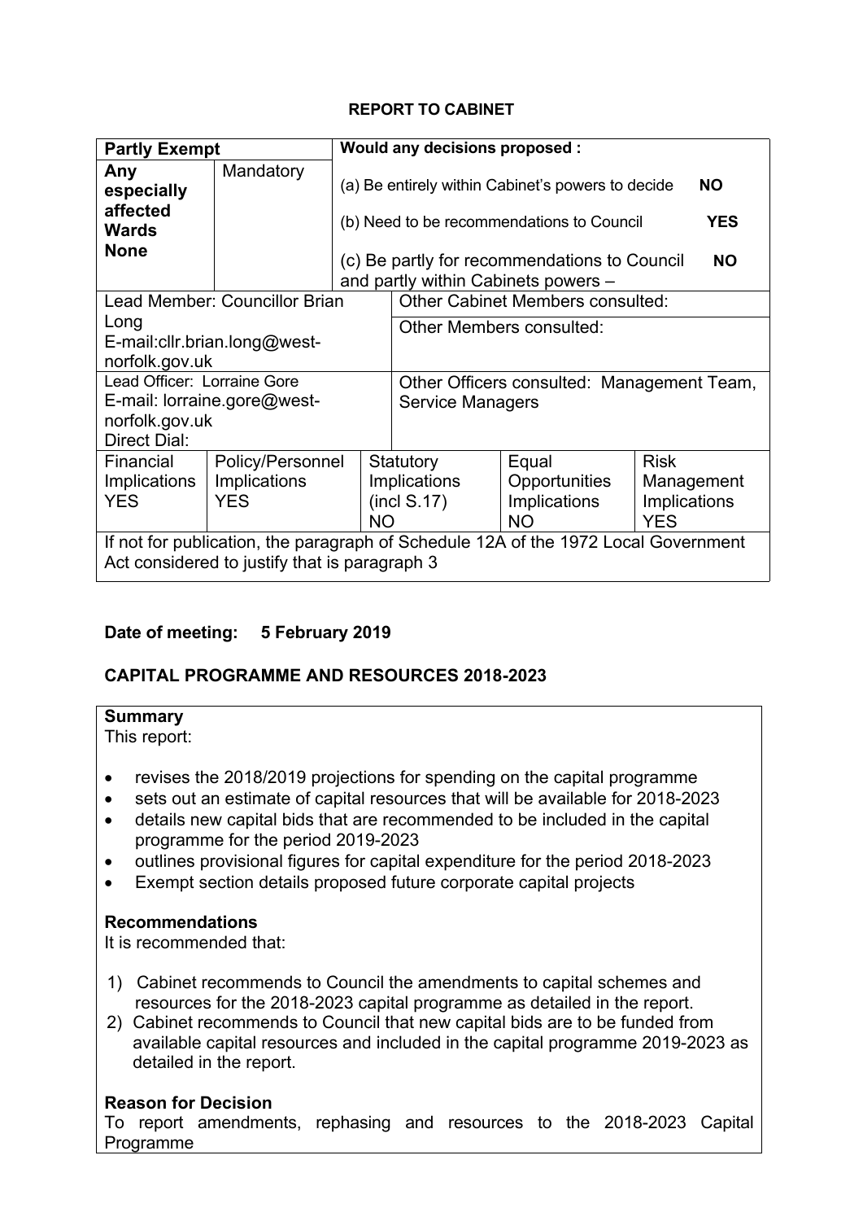**REPORT TO CABINET**

| **Partly Exempt** | | **Would any decisions proposed :** | | |
|---|---|---|---|---|
| **Any especially affected Wards** **None** | Mandatory | (a) Be entirely within Cabinet's powers to decide **NO** (b) Need to be recommendations to Council **YES** (c) Be partly for recommendations to Council and partly within Cabinets powers – **NO** | | |
| Lead Member: Councillor Brian Long E-mail:cllr.brian.long@west-norfolk.gov.uk | | Other Cabinet Members consulted: Other Members consulted: | | |
| Lead Officer: Lorraine Gore E-mail: lorraine.gore@west-norfolk.gov.uk Direct Dial: | | Other Officers consulted: Management Team, Service Managers | | |
| Financial Implications YES | Policy/Personnel Implications YES | Statutory Implications (incl S.17) NO | Equal Opportunities Implications NO | Risk Management Implications YES |
| If not for publication, the paragraph of Schedule 12A of the 1972 Local Government Act considered to justify that is paragraph 3 | | | | |

**Date of meeting: 5 February 2019**

**CAPITAL PROGRAMME AND RESOURCES 2018-2023**

**Summary**

This report:

- revises the 2018/2019 projections for spending on the capital programme
- sets out an estimate of capital resources that will be available for 2018-2023
- details new capital bids that are recommended to be included in the capital programme for the period 2019-2023
- outlines provisional figures for capital expenditure for the period 2018-2023
- Exempt section details proposed future corporate capital projects

**Recommendations**

It is recommended that:

1) Cabinet recommends to Council the amendments to capital schemes and resources for the 2018-2023 capital programme as detailed in the report.
2) Cabinet recommends to Council that new capital bids are to be funded from available capital resources and included in the capital programme 2019-2023 as detailed in the report.

**Reason for Decision**

To report amendments, rephasing and resources to the 2018-2023 Capital Programme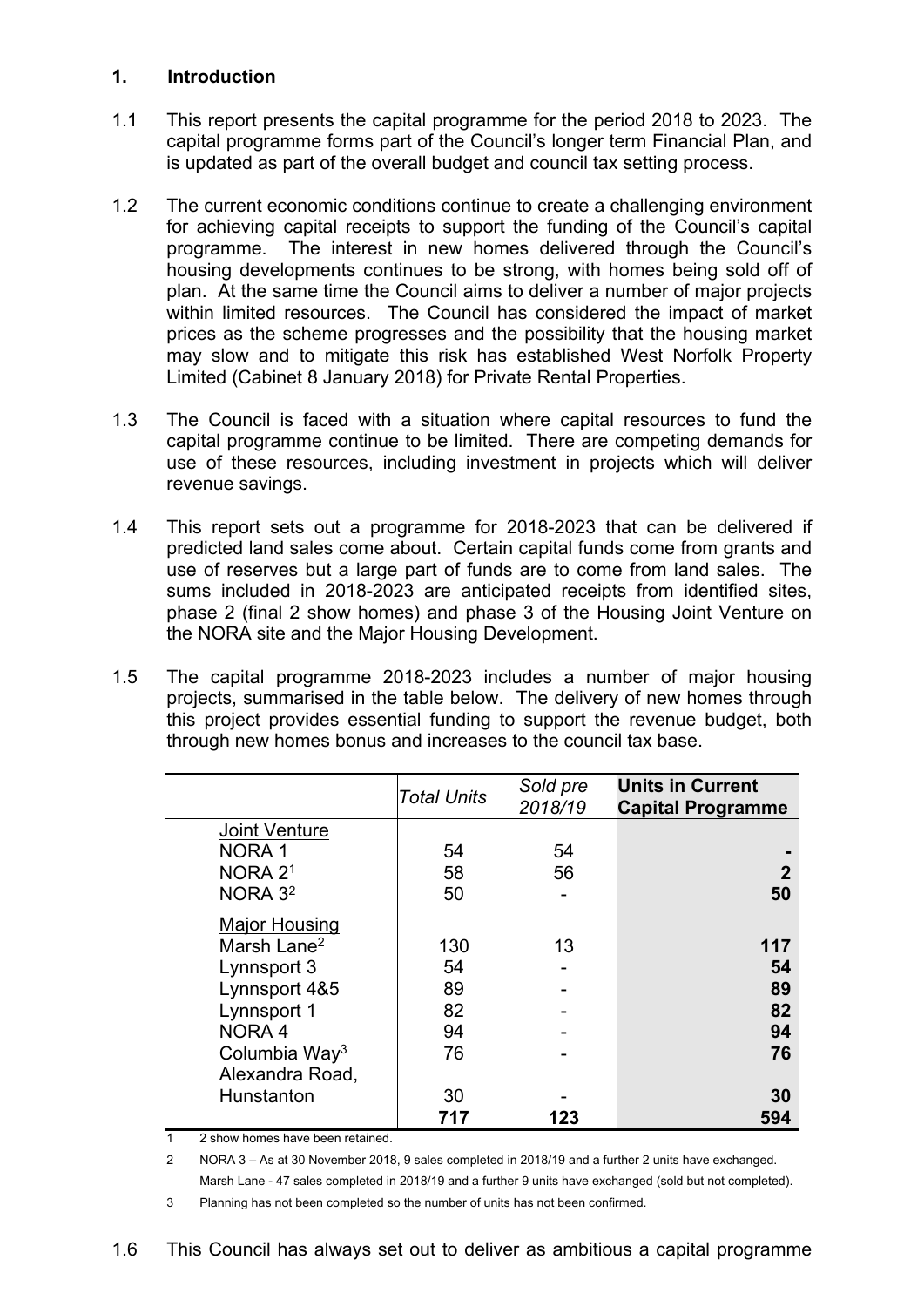## 1. Introduction

1.1 This report presents the capital programme for the period 2018 to 2023. The capital programme forms part of the Council's longer term Financial Plan, and is updated as part of the overall budget and council tax setting process.

1.2 The current economic conditions continue to create a challenging environment for achieving capital receipts to support the funding of the Council's capital programme. The interest in new homes delivered through the Council's housing developments continues to be strong, with homes being sold off of plan. At the same time the Council aims to deliver a number of major projects within limited resources. The Council has considered the impact of market prices as the scheme progresses and the possibility that the housing market may slow and to mitigate this risk has established West Norfolk Property Limited (Cabinet 8 January 2018) for Private Rental Properties.

1.3 The Council is faced with a situation where capital resources to fund the capital programme continue to be limited. There are competing demands for use of these resources, including investment in projects which will deliver revenue savings.

1.4 This report sets out a programme for 2018-2023 that can be delivered if predicted land sales come about. Certain capital funds come from grants and use of reserves but a large part of funds are to come from land sales. The sums included in 2018-2023 are anticipated receipts from identified sites, phase 2 (final 2 show homes) and phase 3 of the Housing Joint Venture on the NORA site and the Major Housing Development.

1.5 The capital programme 2018-2023 includes a number of major housing projects, summarised in the table below. The delivery of new homes through this project provides essential funding to support the revenue budget, both through new homes bonus and increases to the council tax base.

| | *Total Units* | *Sold pre 2018/19* | **Units in Current Capital Programme** |
|---|---|---|---|
| Joint Venture | | | |
| NORA 1 | 54 | 54 | **-** |
| NORA 2[1] | 58 | 56 | **2** |
| NORA 3[2] | 50 | - | **50** |
| Major Housing | | | |
| Marsh Lane[2] | 130 | 13 | **117** |
| Lynnsport 3 | 54 | - | **54** |
| Lynnsport 4&5 | 89 | - | **89** |
| Lynnsport 1 | 82 | - | **82** |
| NORA 4 | 94 | - | **94** |
| Columbia Way[3] | 76 | - | **76** |
| Alexandra Road, Hunstanton | 30 | - | **30** |
| | **717** | **123** | **594** |

1 2 show homes have been retained.

2 NORA 3 – As at 30 November 2018, 9 sales completed in 2018/19 and a further 2 units have exchanged. Marsh Lane - 47 sales completed in 2018/19 and a further 9 units have exchanged (sold but not completed).

3 Planning has not been completed so the number of units has not been confirmed.

1.6 This Council has always set out to deliver as ambitious a capital programme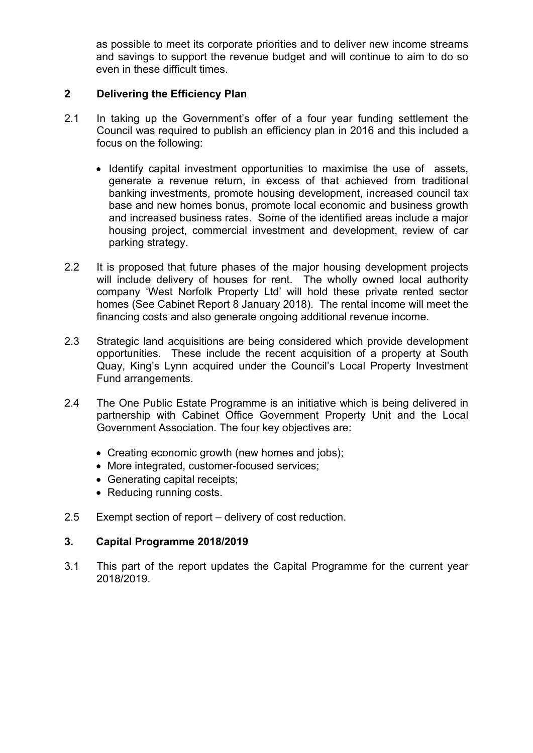as possible to meet its corporate priorities and to deliver new income streams and savings to support the revenue budget and will continue to aim to do so even in these difficult times.

## 2 Delivering the Efficiency Plan

2.1 In taking up the Government's offer of a four year funding settlement the Council was required to publish an efficiency plan in 2016 and this included a focus on the following:

- Identify capital investment opportunities to maximise the use of assets, generate a revenue return, in excess of that achieved from traditional banking investments, promote housing development, increased council tax base and new homes bonus, promote local economic and business growth and increased business rates. Some of the identified areas include a major housing project, commercial investment and development, review of car parking strategy.

2.2 It is proposed that future phases of the major housing development projects will include delivery of houses for rent. The wholly owned local authority company 'West Norfolk Property Ltd' will hold these private rented sector homes (See Cabinet Report 8 January 2018). The rental income will meet the financing costs and also generate ongoing additional revenue income.

2.3 Strategic land acquisitions are being considered which provide development opportunities. These include the recent acquisition of a property at South Quay, King's Lynn acquired under the Council's Local Property Investment Fund arrangements.

2.4 The One Public Estate Programme is an initiative which is being delivered in partnership with Cabinet Office Government Property Unit and the Local Government Association. The four key objectives are:

- Creating economic growth (new homes and jobs);
- More integrated, customer-focused services;
- Generating capital receipts;
- Reducing running costs.

2.5 Exempt section of report – delivery of cost reduction.

## 3. Capital Programme 2018/2019

3.1 This part of the report updates the Capital Programme for the current year 2018/2019.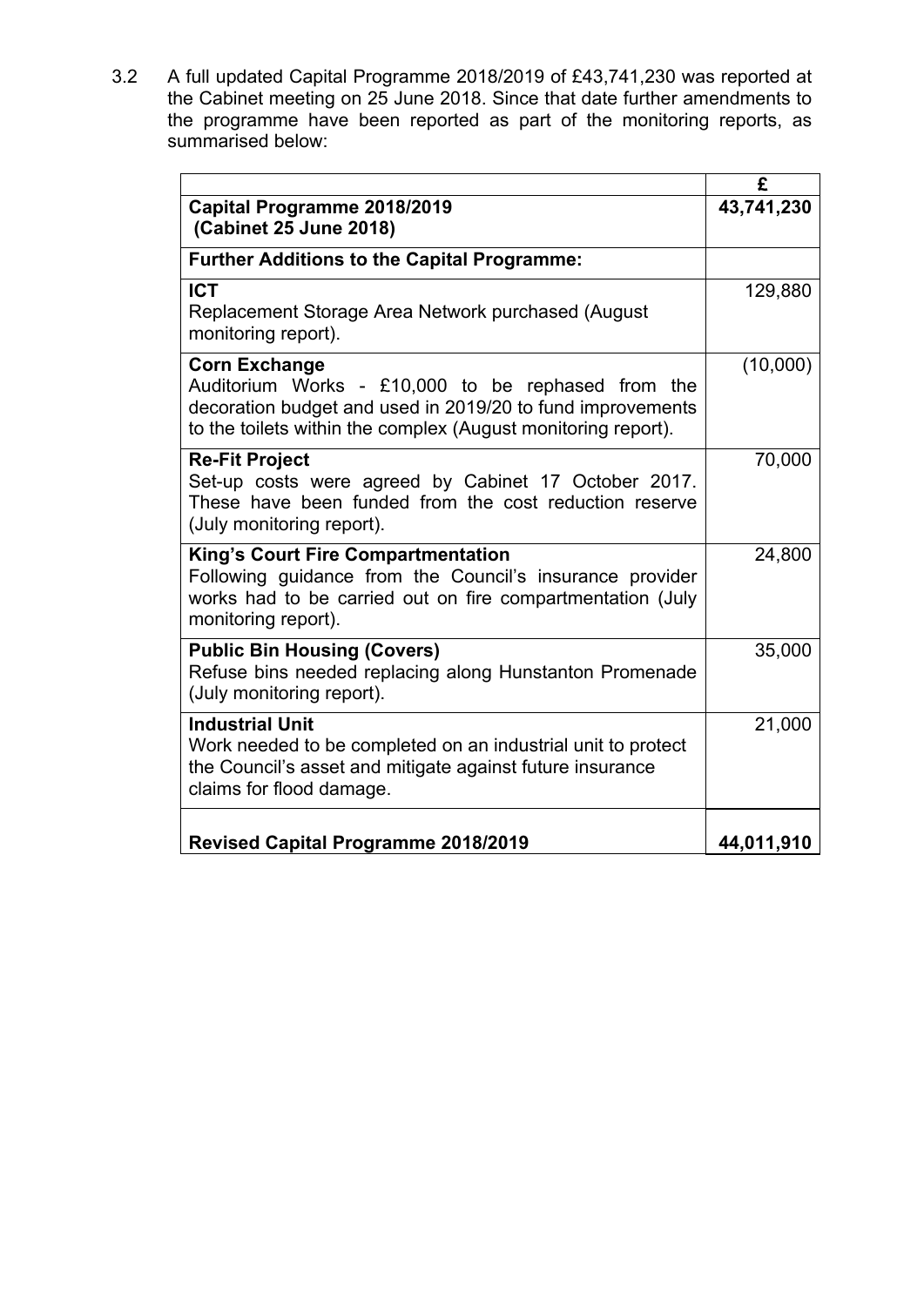3.2 A full updated Capital Programme 2018/2019 of £43,741,230 was reported at the Cabinet meeting on 25 June 2018. Since that date further amendments to the programme have been reported as part of the monitoring reports, as summarised below:

| | £ |
|---|---|
| **Capital Programme 2018/2019 (Cabinet 25 June 2018)** | **43,741,230** |
| **Further Additions to the Capital Programme:** | |
| **ICT**<br>Replacement Storage Area Network purchased (August monitoring report). | 129,880 |
| **Corn Exchange**<br>Auditorium Works - £10,000 to be rephased from the decoration budget and used in 2019/20 to fund improvements to the toilets within the complex (August monitoring report). | (10,000) |
| **Re-Fit Project**<br>Set-up costs were agreed by Cabinet 17 October 2017. These have been funded from the cost reduction reserve (July monitoring report). | 70,000 |
| **King's Court Fire Compartmentation**<br>Following guidance from the Council's insurance provider works had to be carried out on fire compartmentation (July monitoring report). | 24,800 |
| **Public Bin Housing (Covers)**<br>Refuse bins needed replacing along Hunstanton Promenade (July monitoring report). | 35,000 |
| **Industrial Unit**<br>Work needed to be completed on an industrial unit to protect the Council's asset and mitigate against future insurance claims for flood damage. | 21,000 |
| **Revised Capital Programme 2018/2019** | **44,011,910** |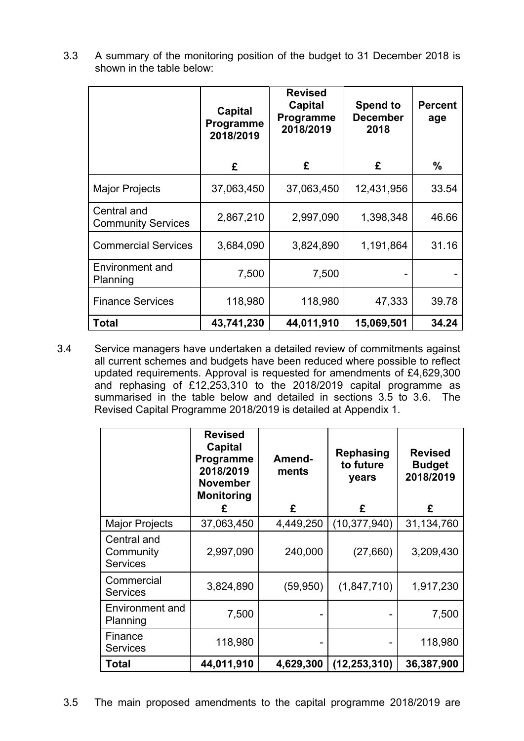3.3 A summary of the monitoring position of the budget to 31 December 2018 is shown in the table below:

| | **Capital Programme 2018/2019** | **Revised Capital Programme 2018/2019** | **Spend to December 2018** | **Percent age** |
|---|---|---|---|---|
| | **£** | **£** | **£** | **%** |
| Major Projects | 37,063,450 | 37,063,450 | 12,431,956 | 33.54 |
| Central and Community Services | 2,867,210 | 2,997,090 | 1,398,348 | 46.66 |
| Commercial Services | 3,684,090 | 3,824,890 | 1,191,864 | 31.16 |
| Environment and Planning | 7,500 | 7,500 | - | - |
| Finance Services | 118,980 | 118,980 | 47,333 | 39.78 |
| **Total** | **43,741,230** | **44,011,910** | **15,069,501** | **34.24** |

3.4 Service managers have undertaken a detailed review of commitments against all current schemes and budgets have been reduced where possible to reflect updated requirements. Approval is requested for amendments of £4,629,300 and rephasing of £12,253,310 to the 2018/2019 capital programme as summarised in the table below and detailed in sections 3.5 to 3.6. The Revised Capital Programme 2018/2019 is detailed at Appendix 1.

| | **Revised Capital Programme 2018/2019 November Monitoring** | **Amend-ments** | **Rephasing to future years** | **Revised Budget 2018/2019** |
|---|---|---|---|---|
| | **£** | **£** | **£** | **£** |
| Major Projects | 37,063,450 | 4,449,250 | (10,377,940) | 31,134,760 |
| Central and Community Services | 2,997,090 | 240,000 | (27,660) | 3,209,430 |
| Commercial Services | 3,824,890 | (59,950) | (1,847,710) | 1,917,230 |
| Environment and Planning | 7,500 | - | - | 7,500 |
| Finance Services | 118,980 | - | - | 118,980 |
| **Total** | **44,011,910** | **4,629,300** | **(12,253,310)** | **36,387,900** |

3.5 The main proposed amendments to the capital programme 2018/2019 are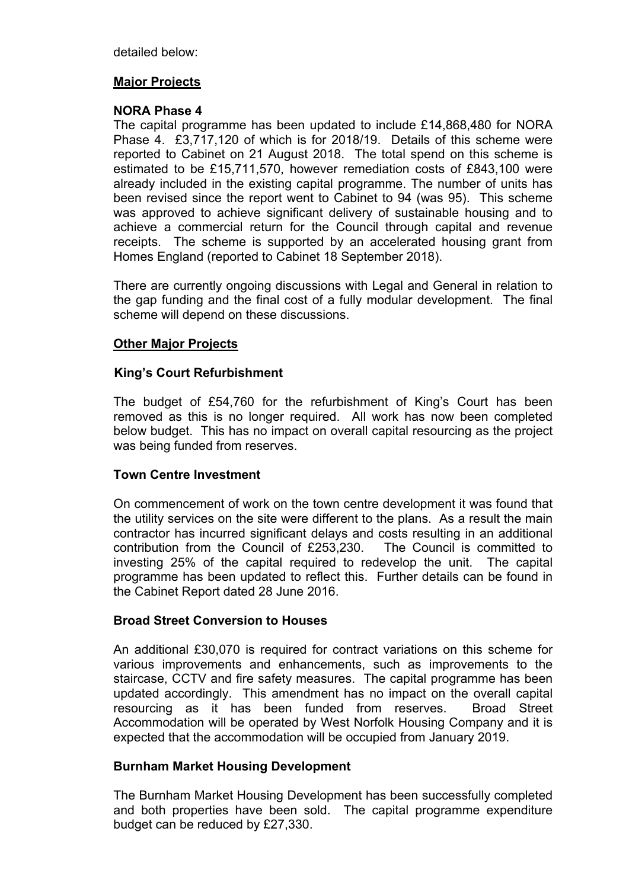detailed below:

**Major Projects**

**NORA Phase 4**

The capital programme has been updated to include £14,868,480 for NORA Phase 4. £3,717,120 of which is for 2018/19. Details of this scheme were reported to Cabinet on 21 August 2018. The total spend on this scheme is estimated to be £15,711,570, however remediation costs of £843,100 were already included in the existing capital programme. The number of units has been revised since the report went to Cabinet to 94 (was 95). This scheme was approved to achieve significant delivery of sustainable housing and to achieve a commercial return for the Council through capital and revenue receipts. The scheme is supported by an accelerated housing grant from Homes England (reported to Cabinet 18 September 2018).

There are currently ongoing discussions with Legal and General in relation to the gap funding and the final cost of a fully modular development. The final scheme will depend on these discussions.

**Other Major Projects**

**King's Court Refurbishment**

The budget of £54,760 for the refurbishment of King's Court has been removed as this is no longer required. All work has now been completed below budget. This has no impact on overall capital resourcing as the project was being funded from reserves.

**Town Centre Investment**

On commencement of work on the town centre development it was found that the utility services on the site were different to the plans. As a result the main contractor has incurred significant delays and costs resulting in an additional contribution from the Council of £253,230. The Council is committed to investing 25% of the capital required to redevelop the unit. The capital programme has been updated to reflect this. Further details can be found in the Cabinet Report dated 28 June 2016.

**Broad Street Conversion to Houses**

An additional £30,070 is required for contract variations on this scheme for various improvements and enhancements, such as improvements to the staircase, CCTV and fire safety measures. The capital programme has been updated accordingly. This amendment has no impact on the overall capital resourcing as it has been funded from reserves. Broad Street Accommodation will be operated by West Norfolk Housing Company and it is expected that the accommodation will be occupied from January 2019.

**Burnham Market Housing Development**

The Burnham Market Housing Development has been successfully completed and both properties have been sold. The capital programme expenditure budget can be reduced by £27,330.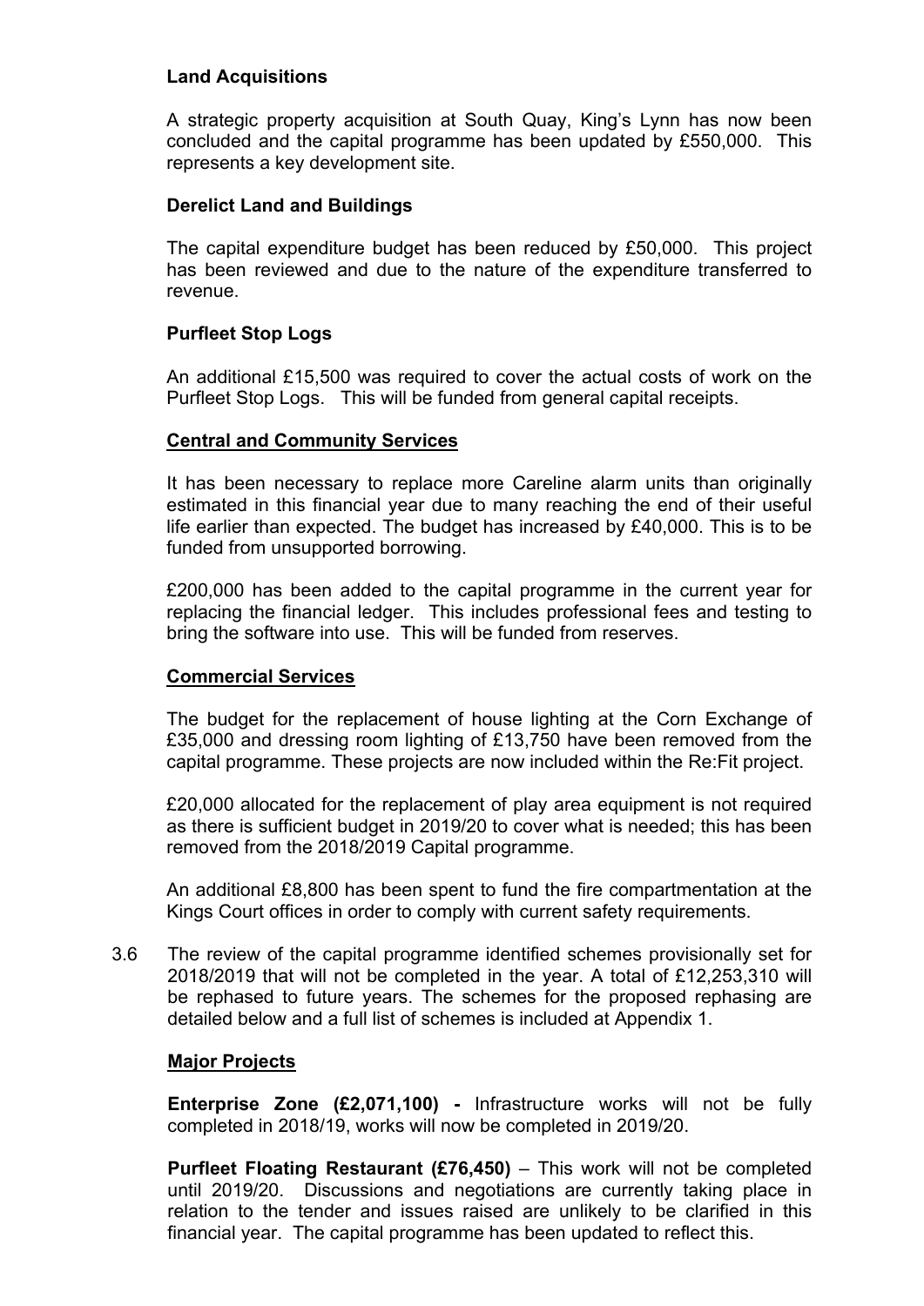**Land Acquisitions**

A strategic property acquisition at South Quay, King's Lynn has now been concluded and the capital programme has been updated by £550,000. This represents a key development site.

**Derelict Land and Buildings**

The capital expenditure budget has been reduced by £50,000. This project has been reviewed and due to the nature of the expenditure transferred to revenue.

**Purfleet Stop Logs**

An additional £15,500 was required to cover the actual costs of work on the Purfleet Stop Logs. This will be funded from general capital receipts.

**Central and Community Services**

It has been necessary to replace more Careline alarm units than originally estimated in this financial year due to many reaching the end of their useful life earlier than expected. The budget has increased by £40,000. This is to be funded from unsupported borrowing.

£200,000 has been added to the capital programme in the current year for replacing the financial ledger. This includes professional fees and testing to bring the software into use. This will be funded from reserves.

**Commercial Services**

The budget for the replacement of house lighting at the Corn Exchange of £35,000 and dressing room lighting of £13,750 have been removed from the capital programme. These projects are now included within the Re:Fit project.

£20,000 allocated for the replacement of play area equipment is not required as there is sufficient budget in 2019/20 to cover what is needed; this has been removed from the 2018/2019 Capital programme.

An additional £8,800 has been spent to fund the fire compartmentation at the Kings Court offices in order to comply with current safety requirements.

3.6 The review of the capital programme identified schemes provisionally set for 2018/2019 that will not be completed in the year. A total of £12,253,310 will be rephased to future years. The schemes for the proposed rephasing are detailed below and a full list of schemes is included at Appendix 1.

**Major Projects**

**Enterprise Zone (£2,071,100) -** Infrastructure works will not be fully completed in 2018/19, works will now be completed in 2019/20.

**Purfleet Floating Restaurant (£76,450)** – This work will not be completed until 2019/20. Discussions and negotiations are currently taking place in relation to the tender and issues raised are unlikely to be clarified in this financial year. The capital programme has been updated to reflect this.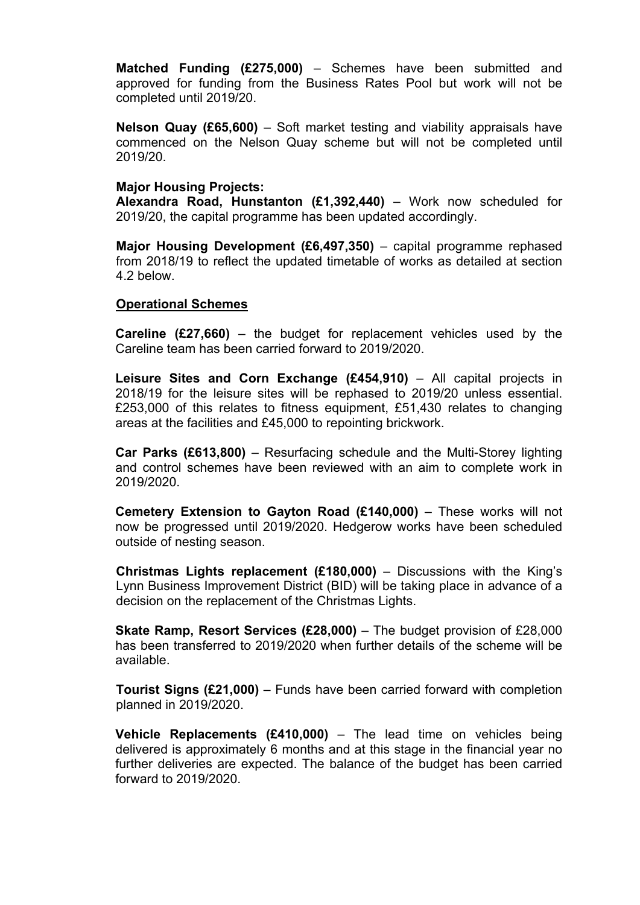**Matched Funding (£275,000)** – Schemes have been submitted and approved for funding from the Business Rates Pool but work will not be completed until 2019/20.

**Nelson Quay (£65,600)** – Soft market testing and viability appraisals have commenced on the Nelson Quay scheme but will not be completed until 2019/20.

**Major Housing Projects:**
**Alexandra Road, Hunstanton (£1,392,440)** – Work now scheduled for 2019/20, the capital programme has been updated accordingly.

**Major Housing Development (£6,497,350)** – capital programme rephased from 2018/19 to reflect the updated timetable of works as detailed at section 4.2 below.

**Operational Schemes**

**Careline (£27,660)** – the budget for replacement vehicles used by the Careline team has been carried forward to 2019/2020.

**Leisure Sites and Corn Exchange (£454,910)** – All capital projects in 2018/19 for the leisure sites will be rephased to 2019/20 unless essential. £253,000 of this relates to fitness equipment, £51,430 relates to changing areas at the facilities and £45,000 to repointing brickwork.

**Car Parks (£613,800)** – Resurfacing schedule and the Multi-Storey lighting and control schemes have been reviewed with an aim to complete work in 2019/2020.

**Cemetery Extension to Gayton Road (£140,000)** – These works will not now be progressed until 2019/2020. Hedgerow works have been scheduled outside of nesting season.

**Christmas Lights replacement (£180,000)** – Discussions with the King's Lynn Business Improvement District (BID) will be taking place in advance of a decision on the replacement of the Christmas Lights.

**Skate Ramp, Resort Services (£28,000)** – The budget provision of £28,000 has been transferred to 2019/2020 when further details of the scheme will be available.

**Tourist Signs (£21,000)** – Funds have been carried forward with completion planned in 2019/2020.

**Vehicle Replacements (£410,000)** – The lead time on vehicles being delivered is approximately 6 months and at this stage in the financial year no further deliveries are expected. The balance of the budget has been carried forward to 2019/2020.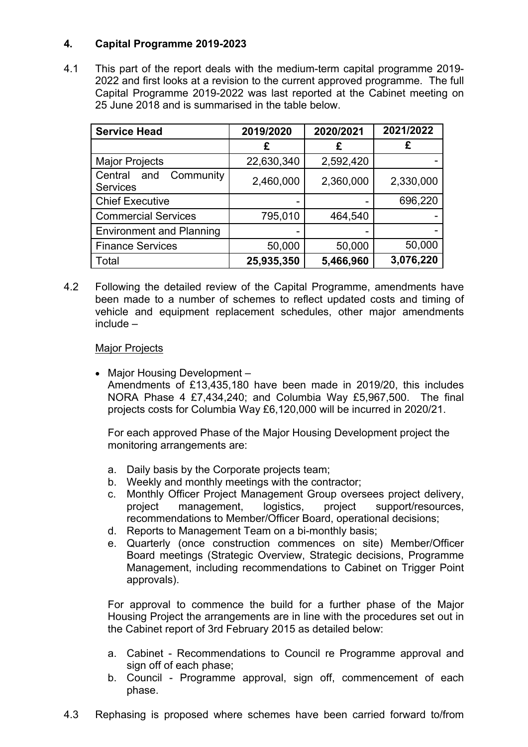## 4. Capital Programme 2019-2023

4.1 This part of the report deals with the medium-term capital programme 2019-2022 and first looks at a revision to the current approved programme. The full Capital Programme 2019-2022 was last reported at the Cabinet meeting on 25 June 2018 and is summarised in the table below.

| Service Head | 2019/2020 | 2020/2021 | 2021/2022 |
|---|---|---|---|
| | £ | £ | £ |
| Major Projects | 22,630,340 | 2,592,420 | - |
| Central and Community Services | 2,460,000 | 2,360,000 | 2,330,000 |
| Chief Executive | - | - | 696,220 |
| Commercial Services | 795,010 | 464,540 | - |
| Environment and Planning | - | - | - |
| Finance Services | 50,000 | 50,000 | 50,000 |
| Total | **25,935,350** | **5,466,960** | **3,076,220** |

4.2 Following the detailed review of the Capital Programme, amendments have been made to a number of schemes to reflect updated costs and timing of vehicle and equipment replacement schedules, other major amendments include –

<u>Major Projects</u>

- Major Housing Development –
  Amendments of £13,435,180 have been made in 2019/20, this includes NORA Phase 4 £7,434,240; and Columbia Way £5,967,500. The final projects costs for Columbia Way £6,120,000 will be incurred in 2020/21.

  For each approved Phase of the Major Housing Development project the monitoring arrangements are:

  a. Daily basis by the Corporate projects team;
  b. Weekly and monthly meetings with the contractor;
  c. Monthly Officer Project Management Group oversees project delivery, project management, logistics, project support/resources, recommendations to Member/Officer Board, operational decisions;
  d. Reports to Management Team on a bi-monthly basis;
  e. Quarterly (once construction commences on site) Member/Officer Board meetings (Strategic Overview, Strategic decisions, Programme Management, including recommendations to Cabinet on Trigger Point approvals).

  For approval to commence the build for a further phase of the Major Housing Project the arrangements are in line with the procedures set out in the Cabinet report of 3rd February 2015 as detailed below:

  a. Cabinet - Recommendations to Council re Programme approval and sign off of each phase;
  b. Council - Programme approval, sign off, commencement of each phase.

4.3 Rephasing is proposed where schemes have been carried forward to/from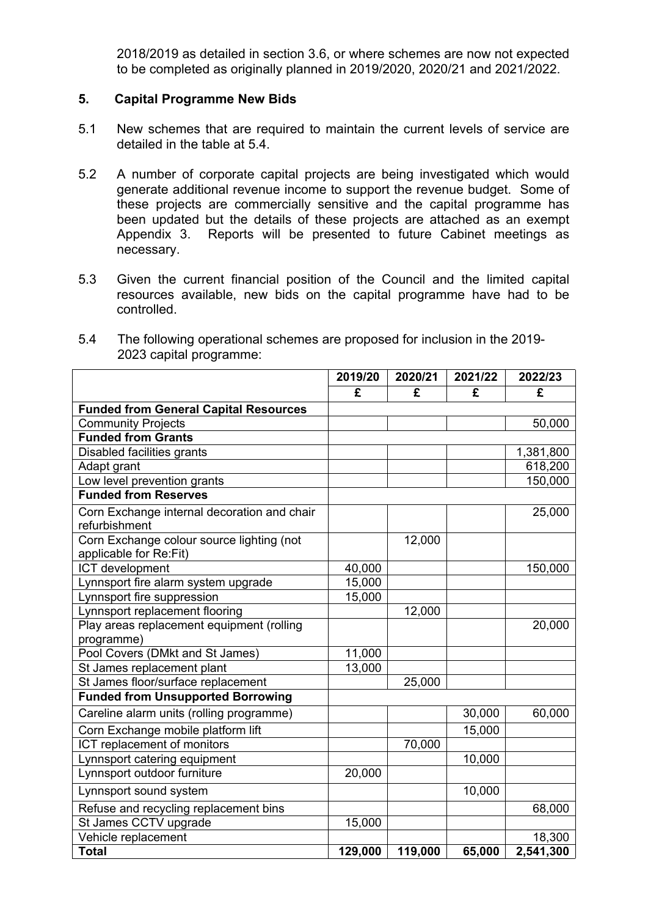2018/2019 as detailed in section 3.6, or where schemes are now not expected to be completed as originally planned in 2019/2020, 2020/21 and 2021/2022.

## 5. Capital Programme New Bids

5.1 New schemes that are required to maintain the current levels of service are detailed in the table at 5.4.

5.2 A number of corporate capital projects are being investigated which would generate additional revenue income to support the revenue budget. Some of these projects are commercially sensitive and the capital programme has been updated but the details of these projects are attached as an exempt Appendix 3. Reports will be presented to future Cabinet meetings as necessary.

5.3 Given the current financial position of the Council and the limited capital resources available, new bids on the capital programme have had to be controlled.

5.4 The following operational schemes are proposed for inclusion in the 2019-2023 capital programme:

| | 2019/20 | 2020/21 | 2021/22 | 2022/23 |
|---|---|---|---|---|
| | £ | £ | £ | £ |
| **Funded from General Capital Resources** | | | | |
| Community Projects | | | | 50,000 |
| **Funded from Grants** | | | | |
| Disabled facilities grants | | | | 1,381,800 |
| Adapt grant | | | | 618,200 |
| Low level prevention grants | | | | 150,000 |
| **Funded from Reserves** | | | | |
| Corn Exchange internal decoration and chair refurbishment | | | | 25,000 |
| Corn Exchange colour source lighting (not applicable for Re:Fit) | | 12,000 | | |
| ICT development | 40,000 | | | 150,000 |
| Lynnsport fire alarm system upgrade | 15,000 | | | |
| Lynnsport fire suppression | 15,000 | | | |
| Lynnsport replacement flooring | | 12,000 | | |
| Play areas replacement equipment (rolling programme) | | | | 20,000 |
| Pool Covers (DMkt and St James) | 11,000 | | | |
| St James replacement plant | 13,000 | | | |
| St James floor/surface replacement | | 25,000 | | |
| **Funded from Unsupported Borrowing** | | | | |
| Careline alarm units (rolling programme) | | | 30,000 | 60,000 |
| Corn Exchange mobile platform lift | | | 15,000 | |
| ICT replacement of monitors | | 70,000 | | |
| Lynnsport catering equipment | | | 10,000 | |
| Lynnsport outdoor furniture | 20,000 | | | |
| Lynnsport sound system | | | 10,000 | |
| Refuse and recycling replacement bins | | | | 68,000 |
| St James CCTV upgrade | 15,000 | | | |
| Vehicle replacement | | | | 18,300 |
| **Total** | **129,000** | **119,000** | **65,000** | **2,541,300** |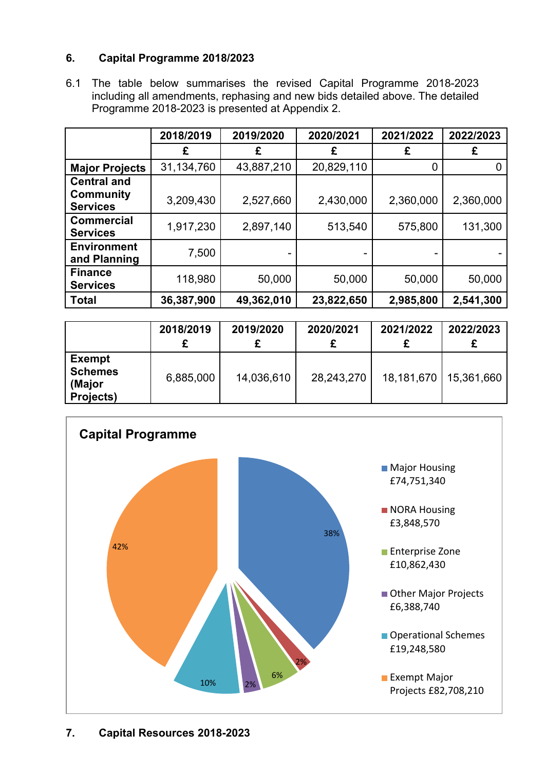## 6. Capital Programme 2018/2023

6.1 The table below summarises the revised Capital Programme 2018-2023 including all amendments, rephasing and new bids detailed above. The detailed Programme 2018-2023 is presented at Appendix 2.

| | 2018/2019 | 2019/2020 | 2020/2021 | 2021/2022 | 2022/2023 |
|---|---|---|---|---|---|
| | £ | £ | £ | £ | £ |
| **Major Projects** | 31,134,760 | 43,887,210 | 20,829,110 | 0 | 0 |
| **Central and Community Services** | 3,209,430 | 2,527,660 | 2,430,000 | 2,360,000 | 2,360,000 |
| **Commercial Services** | 1,917,230 | 2,897,140 | 513,540 | 575,800 | 131,300 |
| **Environment and Planning** | 7,500 | - | - | - | - |
| **Finance Services** | 118,980 | 50,000 | 50,000 | 50,000 | 50,000 |
| **Total** | **36,387,900** | **49,362,010** | **23,822,650** | **2,985,800** | **2,541,300** |

| | 2018/2019 £ | 2019/2020 £ | 2020/2021 £ | 2021/2022 £ | 2022/2023 £ |
|---|---|---|---|---|---|
| **Exempt Schemes (Major Projects)** | 6,885,000 | 14,036,610 | 28,243,270 | 18,181,670 | 15,361,660 |

**Capital Programme**

| Category | Amount | % |
|---|---|---|
| Major Housing | £74,751,340 | 38% |
| NORA Housing | £3,848,570 | 2% |
| Enterprise Zone | £10,862,430 | 6% |
| Other Major Projects | £6,388,740 | 2% |
| Operational Schemes | £19,248,580 | 10% |
| Exempt Major Projects | £82,708,210 | 42% |

## 7. Capital Resources 2018-2023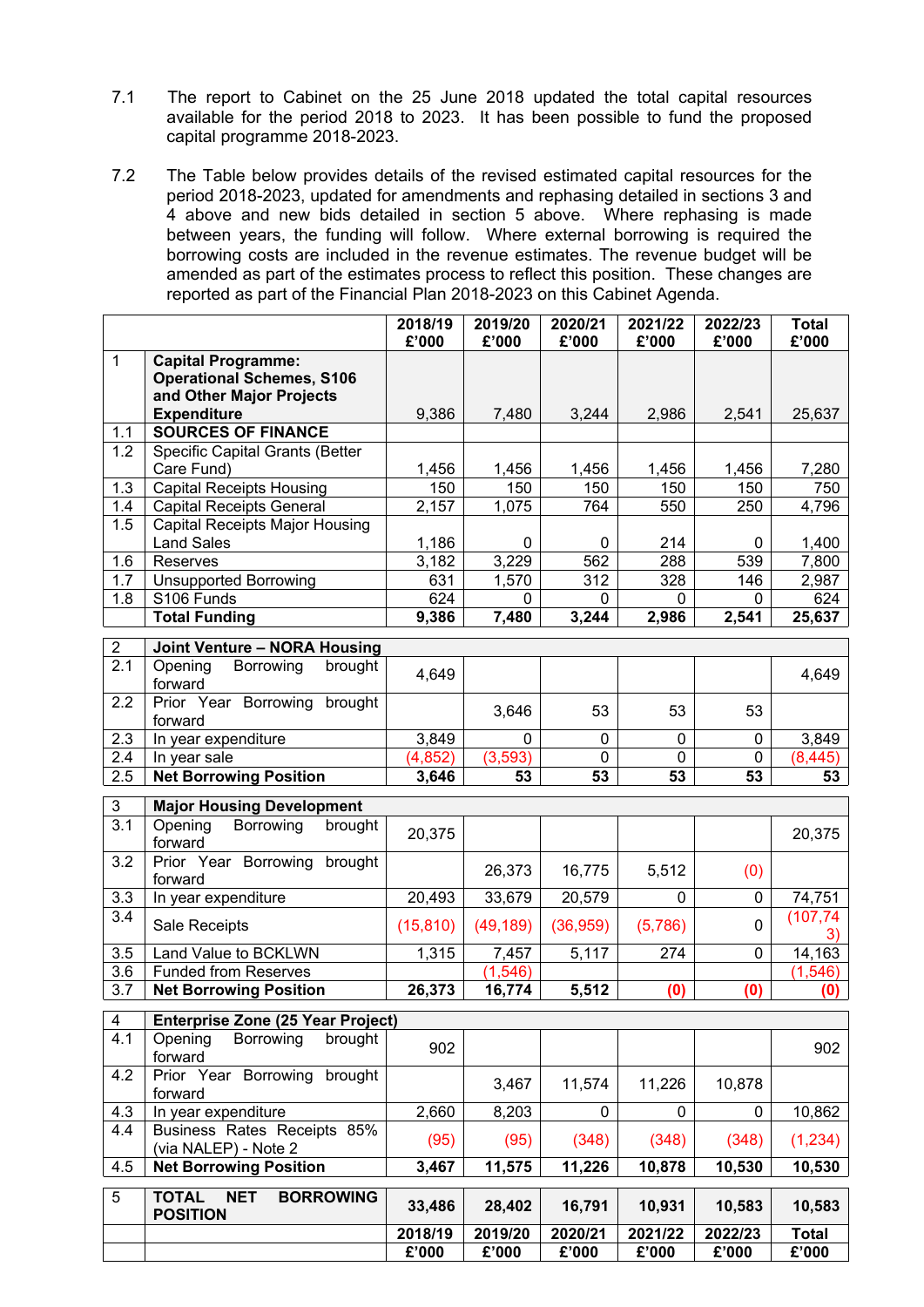7.1 The report to Cabinet on the 25 June 2018 updated the total capital resources available for the period 2018 to 2023. It has been possible to fund the proposed capital programme 2018-2023.

7.2 The Table below provides details of the revised estimated capital resources for the period 2018-2023, updated for amendments and rephasing detailed in sections 3 and 4 above and new bids detailed in section 5 above. Where rephasing is made between years, the funding will follow. Where external borrowing is required the borrowing costs are included in the revenue estimates. The revenue budget will be amended as part of the estimates process to reflect this position. These changes are reported as part of the Financial Plan 2018-2023 on this Cabinet Agenda.

| | | 2018/19 £'000 | 2019/20 £'000 | 2020/21 £'000 | 2021/22 £'000 | 2022/23 £'000 | Total £'000 |
|---|---|---|---|---|---|---|---|
| 1 | **Capital Programme: Operational Schemes, S106 and Other Major Projects Expenditure** | 9,386 | 7,480 | 3,244 | 2,986 | 2,541 | 25,637 |
| 1.1 | **SOURCES OF FINANCE** | | | | | | |
| 1.2 | Specific Capital Grants (Better Care Fund) | 1,456 | 1,456 | 1,456 | 1,456 | 1,456 | 7,280 |
| 1.3 | Capital Receipts Housing | 150 | 150 | 150 | 150 | 150 | 750 |
| 1.4 | Capital Receipts General | 2,157 | 1,075 | 764 | 550 | 250 | 4,796 |
| 1.5 | Capital Receipts Major Housing Land Sales | 1,186 | 0 | 0 | 214 | 0 | 1,400 |
| 1.6 | Reserves | 3,182 | 3,229 | 562 | 288 | 539 | 7,800 |
| 1.7 | Unsupported Borrowing | 631 | 1,570 | 312 | 328 | 146 | 2,987 |
| 1.8 | S106 Funds | 624 | 0 | 0 | 0 | 0 | 624 |
| | **Total Funding** | **9,386** | **7,480** | **3,244** | **2,986** | **2,541** | **25,637** |
| 2 | **Joint Venture – NORA Housing** | | | | | | |
| 2.1 | Opening Borrowing brought forward | 4,649 | | | | | 4,649 |
| 2.2 | Prior Year Borrowing brought forward | | 3,646 | 53 | 53 | 53 | |
| 2.3 | In year expenditure | 3,849 | 0 | 0 | 0 | 0 | 3,849 |
| 2.4 | In year sale | (4,852) | (3,593) | 0 | 0 | 0 | (8,445) |
| 2.5 | **Net Borrowing Position** | **3,646** | **53** | **53** | **53** | **53** | **53** |
| 3 | **Major Housing Development** | | | | | | |
| 3.1 | Opening Borrowing brought forward | 20,375 | | | | | 20,375 |
| 3.2 | Prior Year Borrowing brought forward | | 26,373 | 16,775 | 5,512 | (0) | |
| 3.3 | In year expenditure | 20,493 | 33,679 | 20,579 | 0 | 0 | 74,751 |
| 3.4 | Sale Receipts | (15,810) | (49,189) | (36,959) | (5,786) | 0 | (107,743) |
| 3.5 | Land Value to BCKLWN | 1,315 | 7,457 | 5,117 | 274 | 0 | 14,163 |
| 3.6 | Funded from Reserves | | (1,546) | | | | (1,546) |
| 3.7 | **Net Borrowing Position** | **26,373** | **16,774** | **5,512** | **(0)** | **(0)** | **(0)** |
| 4 | **Enterprise Zone (25 Year Project)** | | | | | | |
| 4.1 | Opening Borrowing brought forward | 902 | | | | | 902 |
| 4.2 | Prior Year Borrowing brought forward | | 3,467 | 11,574 | 11,226 | 10,878 | |
| 4.3 | In year expenditure | 2,660 | 8,203 | 0 | 0 | 0 | 10,862 |
| 4.4 | Business Rates Receipts 85% (via NALEP) - Note 2 | (95) | (95) | (348) | (348) | (348) | (1,234) |
| 4.5 | **Net Borrowing Position** | **3,467** | **11,575** | **11,226** | **10,878** | **10,530** | **10,530** |
| 5 | **TOTAL NET BORROWING POSITION** | **33,486** | **28,402** | **16,791** | **10,931** | **10,583** | **10,583** |
| | | **2018/19 £'000** | **2019/20 £'000** | **2020/21 £'000** | **2021/22 £'000** | **2022/23 £'000** | **Total £'000** |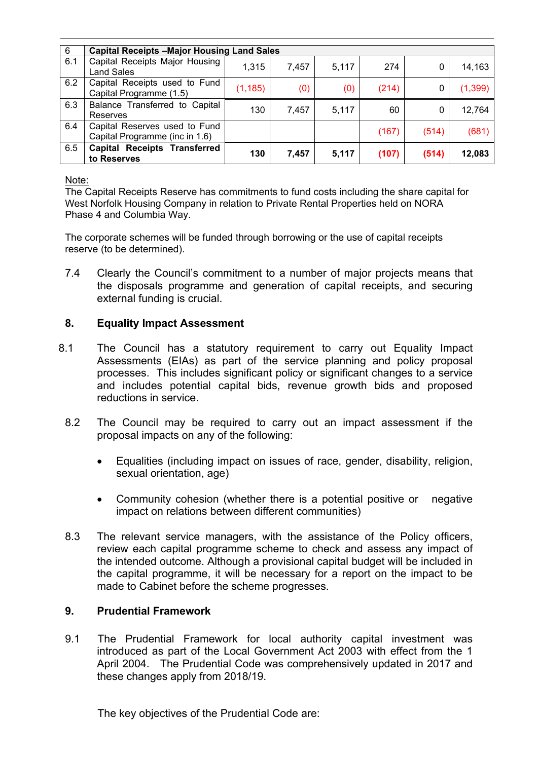| 6 | Capital Receipts –Major Housing Land Sales | | | | | | |
|---|---|---|---|---|---|---|---|
| 6.1 | Capital Receipts Major Housing Land Sales | 1,315 | 7,457 | 5,117 | 274 | 0 | 14,163 |
| 6.2 | Capital Receipts used to Fund Capital Programme (1.5) | (1,185) | (0) | (0) | (214) | 0 | (1,399) |
| 6.3 | Balance Transferred to Capital Reserves | 130 | 7,457 | 5,117 | 60 | 0 | 12,764 |
| 6.4 | Capital Reserves used to Fund Capital Programme (inc in 1.6) | | | | (167) | (514) | (681) |
| 6.5 | **Capital Receipts Transferred to Reserves** | **130** | **7,457** | **5,117** | **(107)** | **(514)** | **12,083** |

Note:
The Capital Receipts Reserve has commitments to fund costs including the share capital for West Norfolk Housing Company in relation to Private Rental Properties held on NORA Phase 4 and Columbia Way.

The corporate schemes will be funded through borrowing or the use of capital receipts reserve (to be determined).

7.4 Clearly the Council's commitment to a number of major projects means that the disposals programme and generation of capital receipts, and securing external funding is crucial.

## 8. Equality Impact Assessment

8.1 The Council has a statutory requirement to carry out Equality Impact Assessments (EIAs) as part of the service planning and policy proposal processes. This includes significant policy or significant changes to a service and includes potential capital bids, revenue growth bids and proposed reductions in service.

8.2 The Council may be required to carry out an impact assessment if the proposal impacts on any of the following:

- Equalities (including impact on issues of race, gender, disability, religion, sexual orientation, age)
- Community cohesion (whether there is a potential positive or negative impact on relations between different communities)

8.3 The relevant service managers, with the assistance of the Policy officers, review each capital programme scheme to check and assess any impact of the intended outcome. Although a provisional capital budget will be included in the capital programme, it will be necessary for a report on the impact to be made to Cabinet before the scheme progresses.

## 9. Prudential Framework

9.1 The Prudential Framework for local authority capital investment was introduced as part of the Local Government Act 2003 with effect from the 1 April 2004. The Prudential Code was comprehensively updated in 2017 and these changes apply from 2018/19.

The key objectives of the Prudential Code are: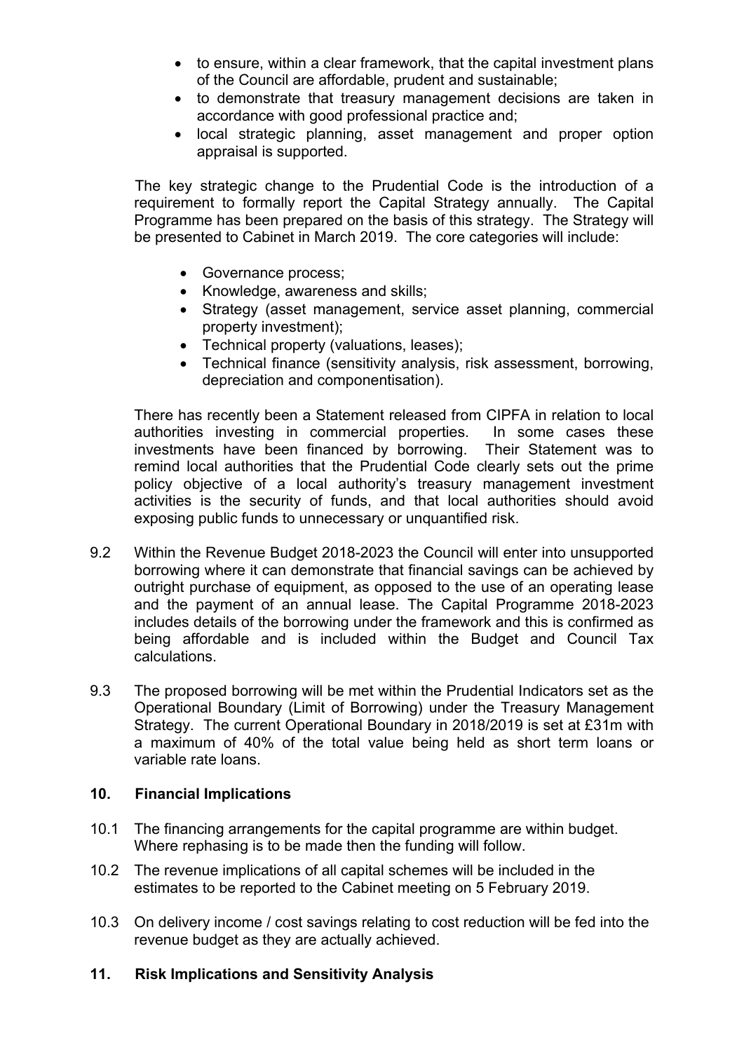- to ensure, within a clear framework, that the capital investment plans of the Council are affordable, prudent and sustainable;
- to demonstrate that treasury management decisions are taken in accordance with good professional practice and;
- local strategic planning, asset management and proper option appraisal is supported.

The key strategic change to the Prudential Code is the introduction of a requirement to formally report the Capital Strategy annually. The Capital Programme has been prepared on the basis of this strategy. The Strategy will be presented to Cabinet in March 2019. The core categories will include:

- Governance process;
- Knowledge, awareness and skills;
- Strategy (asset management, service asset planning, commercial property investment);
- Technical property (valuations, leases);
- Technical finance (sensitivity analysis, risk assessment, borrowing, depreciation and componentisation).

There has recently been a Statement released from CIPFA in relation to local authorities investing in commercial properties. In some cases these investments have been financed by borrowing. Their Statement was to remind local authorities that the Prudential Code clearly sets out the prime policy objective of a local authority's treasury management investment activities is the security of funds, and that local authorities should avoid exposing public funds to unnecessary or unquantified risk.

9.2 Within the Revenue Budget 2018-2023 the Council will enter into unsupported borrowing where it can demonstrate that financial savings can be achieved by outright purchase of equipment, as opposed to the use of an operating lease and the payment of an annual lease. The Capital Programme 2018-2023 includes details of the borrowing under the framework and this is confirmed as being affordable and is included within the Budget and Council Tax calculations.

9.3 The proposed borrowing will be met within the Prudential Indicators set as the Operational Boundary (Limit of Borrowing) under the Treasury Management Strategy. The current Operational Boundary in 2018/2019 is set at £31m with a maximum of 40% of the total value being held as short term loans or variable rate loans.

## 10. Financial Implications

10.1 The financing arrangements for the capital programme are within budget. Where rephasing is to be made then the funding will follow.

10.2 The revenue implications of all capital schemes will be included in the estimates to be reported to the Cabinet meeting on 5 February 2019.

10.3 On delivery income / cost savings relating to cost reduction will be fed into the revenue budget as they are actually achieved.

## 11. Risk Implications and Sensitivity Analysis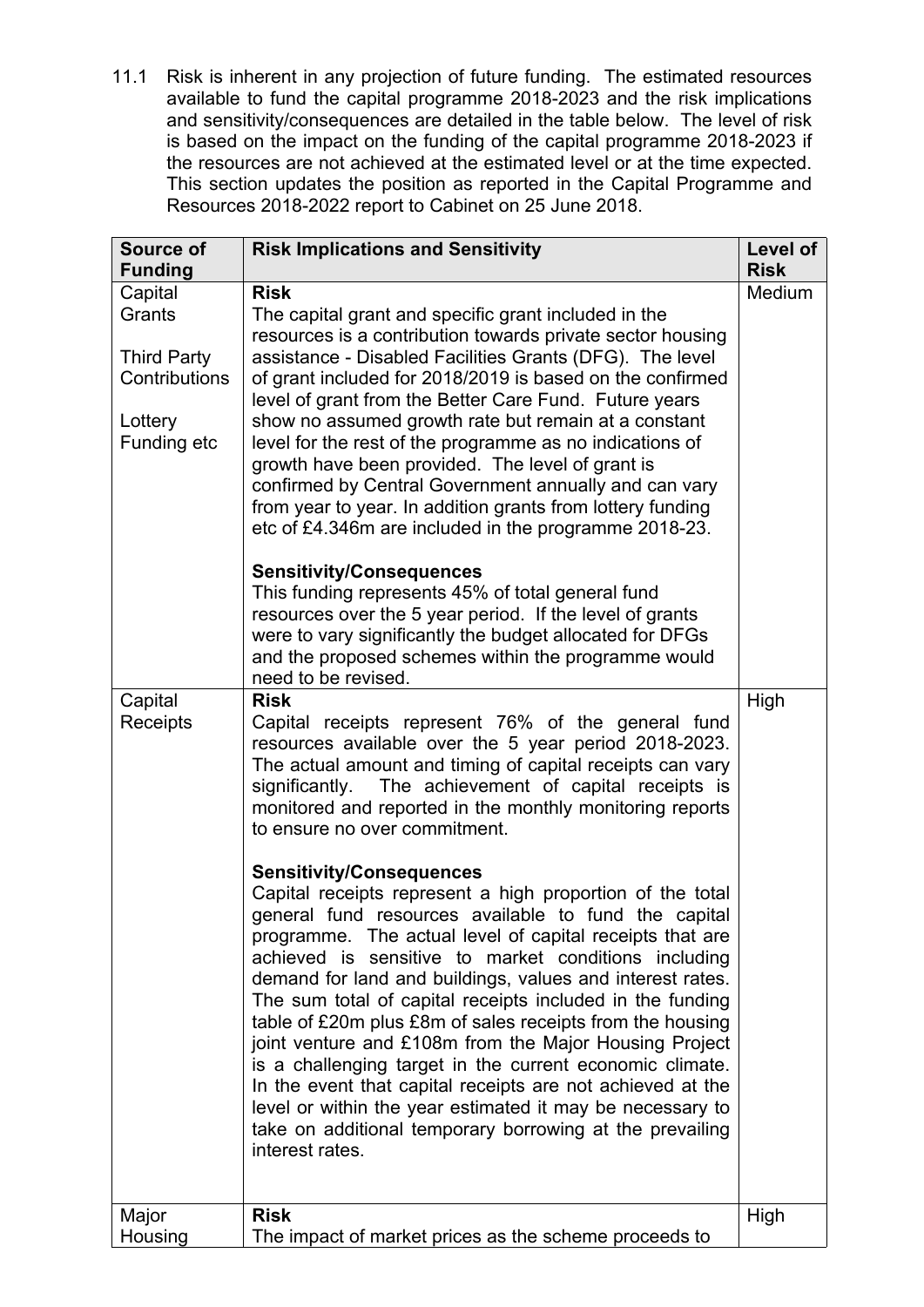11.1 Risk is inherent in any projection of future funding. The estimated resources available to fund the capital programme 2018-2023 and the risk implications and sensitivity/consequences are detailed in the table below. The level of risk is based on the impact on the funding of the capital programme 2018-2023 if the resources are not achieved at the estimated level or at the time expected. This section updates the position as reported in the Capital Programme and Resources 2018-2022 report to Cabinet on 25 June 2018.

| Source of Funding | Risk Implications and Sensitivity | Level of Risk |
|---|---|---|
| Capital Grants<br><br>Third Party Contributions<br><br>Lottery Funding etc | **Risk**<br>The capital grant and specific grant included in the resources is a contribution towards private sector housing assistance - Disabled Facilities Grants (DFG). The level of grant included for 2018/2019 is based on the confirmed level of grant from the Better Care Fund. Future years show no assumed growth rate but remain at a constant level for the rest of the programme as no indications of growth have been provided. The level of grant is confirmed by Central Government annually and can vary from year to year. In addition grants from lottery funding etc of £4.346m are included in the programme 2018-23.<br><br>**Sensitivity/Consequences**<br>This funding represents 45% of total general fund resources over the 5 year period. If the level of grants were to vary significantly the budget allocated for DFGs and the proposed schemes within the programme would need to be revised. | Medium |
| Capital Receipts | **Risk**<br>Capital receipts represent 76% of the general fund resources available over the 5 year period 2018-2023. The actual amount and timing of capital receipts can vary significantly. The achievement of capital receipts is monitored and reported in the monthly monitoring reports to ensure no over commitment.<br><br>**Sensitivity/Consequences**<br>Capital receipts represent a high proportion of the total general fund resources available to fund the capital programme. The actual level of capital receipts that are achieved is sensitive to market conditions including demand for land and buildings, values and interest rates. The sum total of capital receipts included in the funding table of £20m plus £8m of sales receipts from the housing joint venture and £108m from the Major Housing Project is a challenging target in the current economic climate. In the event that capital receipts are not achieved at the level or within the year estimated it may be necessary to take on additional temporary borrowing at the prevailing interest rates. | High |
| Major Housing | **Risk**<br>The impact of market prices as the scheme proceeds to | High |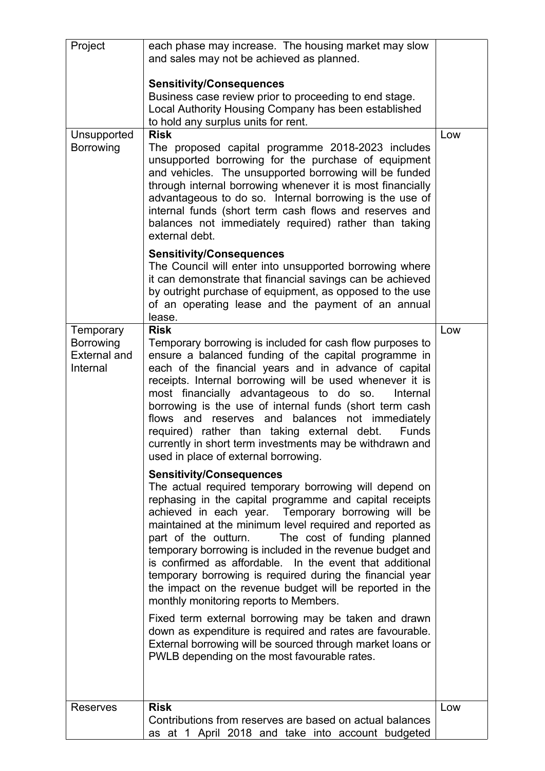| Project | each phase may increase. The housing market may slow and sales may not be achieved as planned.<br><br>**Sensitivity/Consequences**<br>Business case review prior to proceeding to end stage. Local Authority Housing Company has been established to hold any surplus units for rent. | |
|---|---|---|
| Unsupported Borrowing | **Risk**<br>The proposed capital programme 2018-2023 includes unsupported borrowing for the purchase of equipment and vehicles. The unsupported borrowing will be funded through internal borrowing whenever it is most financially advantageous to do so. Internal borrowing is the use of internal funds (short term cash flows and reserves and balances not immediately required) rather than taking external debt.<br><br>**Sensitivity/Consequences**<br>The Council will enter into unsupported borrowing where it can demonstrate that financial savings can be achieved by outright purchase of equipment, as opposed to the use of an operating lease and the payment of an annual lease. | Low |
| Temporary Borrowing External and Internal | **Risk**<br>Temporary borrowing is included for cash flow purposes to ensure a balanced funding of the capital programme in each of the financial years and in advance of capital receipts. Internal borrowing will be used whenever it is most financially advantageous to do so. Internal borrowing is the use of internal funds (short term cash flows and reserves and balances not immediately required) rather than taking external debt. Funds currently in short term investments may be withdrawn and used in place of external borrowing.<br><br>**Sensitivity/Consequences**<br>The actual required temporary borrowing will depend on rephasing in the capital programme and capital receipts achieved in each year. Temporary borrowing will be maintained at the minimum level required and reported as part of the outturn. The cost of funding planned temporary borrowing is included in the revenue budget and is confirmed as affordable. In the event that additional temporary borrowing is required during the financial year the impact on the revenue budget will be reported in the monthly monitoring reports to Members.<br><br>Fixed term external borrowing may be taken and drawn down as expenditure is required and rates are favourable. External borrowing will be sourced through market loans or PWLB depending on the most favourable rates. | Low |
| Reserves | **Risk**<br>Contributions from reserves are based on actual balances as at 1 April 2018 and take into account budgeted | Low |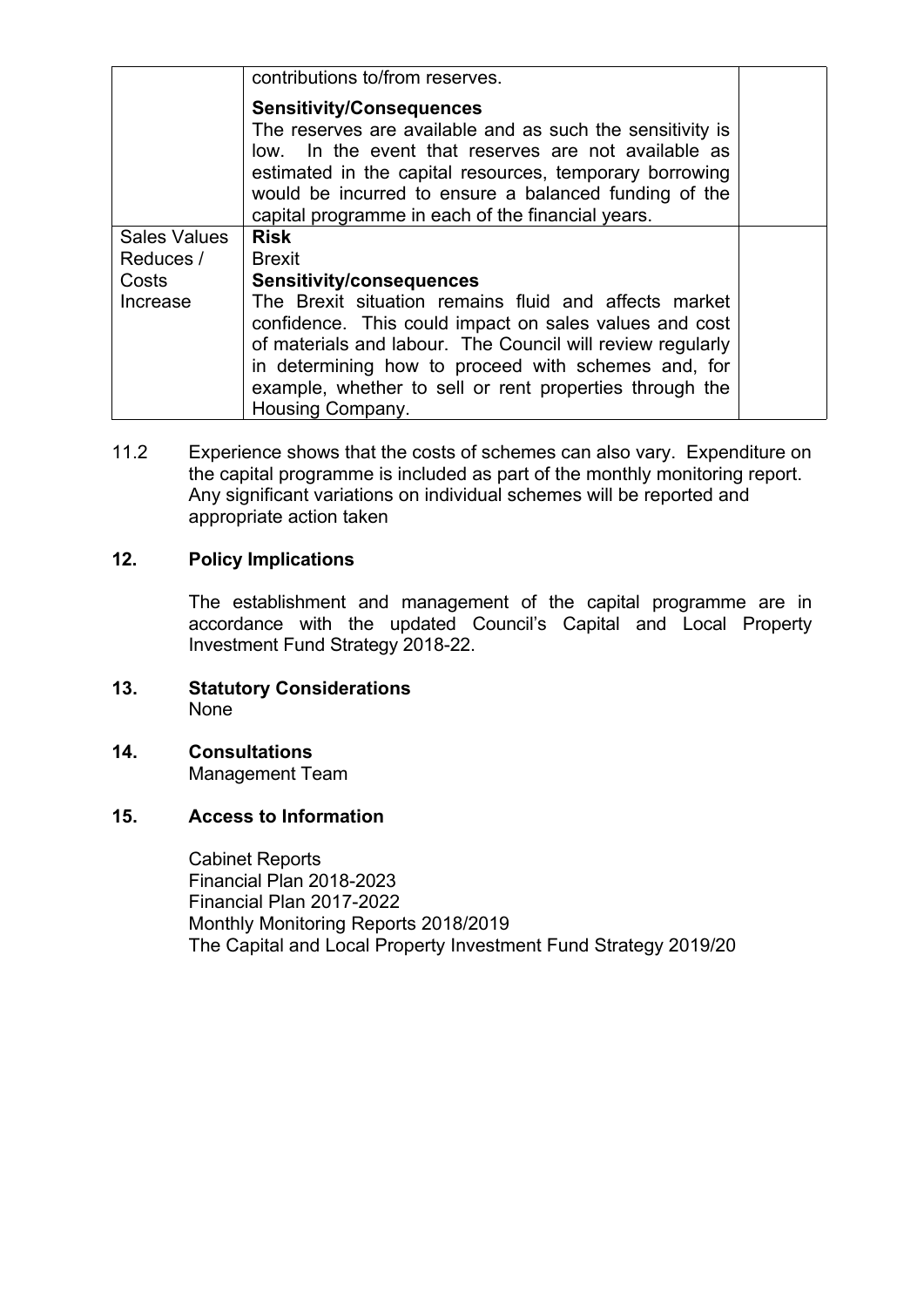| | | |
|---|---|---|
| | contributions to/from reserves.<br><br>**Sensitivity/Consequences**<br>The reserves are available and as such the sensitivity is low. In the event that reserves are not available as estimated in the capital resources, temporary borrowing would be incurred to ensure a balanced funding of the capital programme in each of the financial years. | |
| Sales Values Reduces / Costs Increase | **Risk**<br>Brexit<br>**Sensitivity/consequences**<br>The Brexit situation remains fluid and affects market confidence. This could impact on sales values and cost of materials and labour. The Council will review regularly in determining how to proceed with schemes and, for example, whether to sell or rent properties through the Housing Company. | |

11.2 Experience shows that the costs of schemes can also vary. Expenditure on the capital programme is included as part of the monthly monitoring report. Any significant variations on individual schemes will be reported and appropriate action taken

## 12. Policy Implications

The establishment and management of the capital programme are in accordance with the updated Council's Capital and Local Property Investment Fund Strategy 2018-22.

## 13. Statutory Considerations

None

## 14. Consultations

Management Team

## 15. Access to Information

Cabinet Reports
Financial Plan 2018-2023
Financial Plan 2017-2022
Monthly Monitoring Reports 2018/2019
The Capital and Local Property Investment Fund Strategy 2019/20